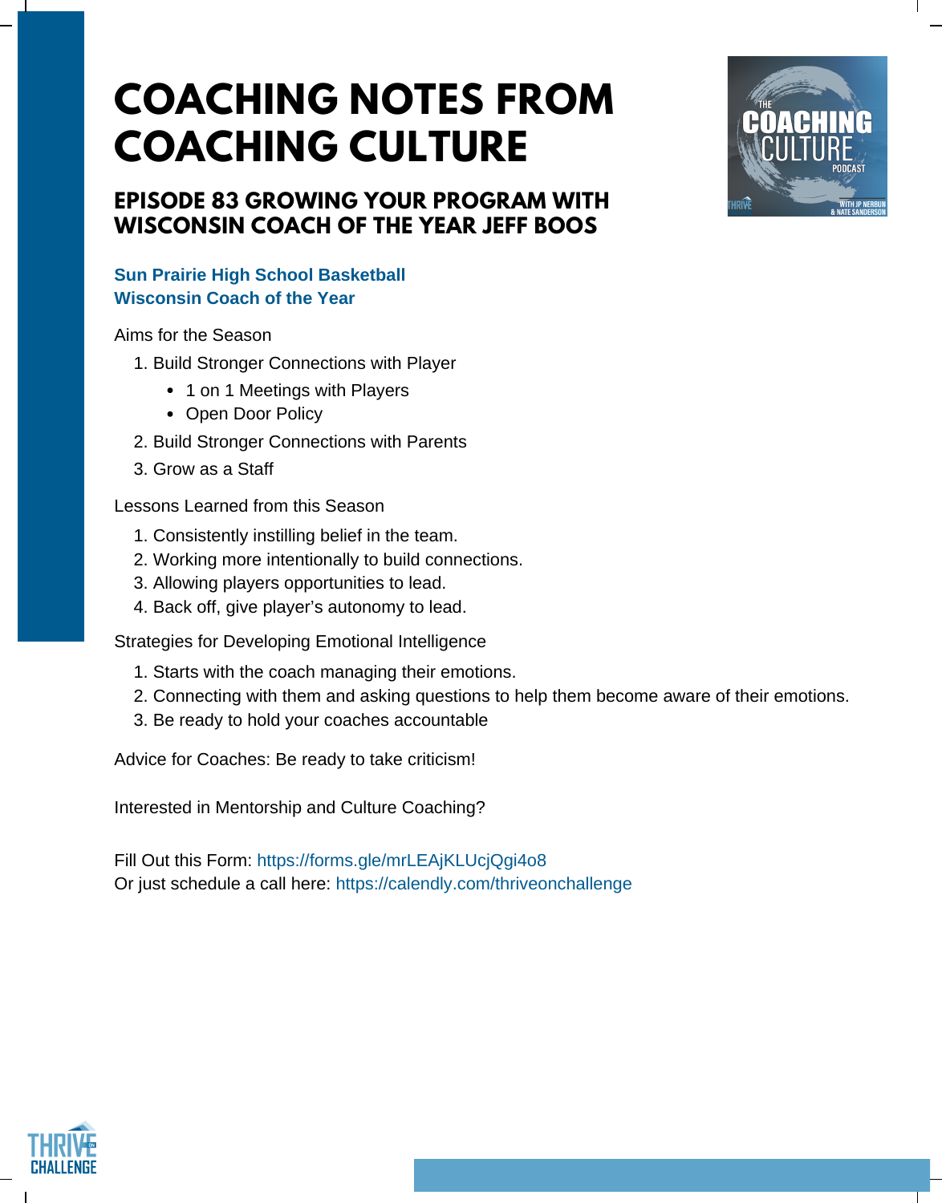# COACHING NOTES FROM COACHING CULTURE

## EPISODE 83 GROWING YOUR PROGRAM WITH WISCONSIN COACH OF THE YEAR JEFF BOOS

**Sun Prairie High School Basketball**
**Wisconsin Coach of the Year**

Aims for the Season

1. Build Stronger Connections with Player
   - 1 on 1 Meetings with Players
   - Open Door Policy
2. Build Stronger Connections with Parents
3. Grow as a Staff

Lessons Learned from this Season

1. Consistently instilling belief in the team.
2. Working more intentionally to build connections.
3. Allowing players opportunities to lead.
4. Back off, give player's autonomy to lead.

Strategies for Developing Emotional Intelligence

1. Starts with the coach managing their emotions.
2. Connecting with them and asking questions to help them become aware of their emotions.
3. Be ready to hold your coaches accountable

Advice for Coaches: Be ready to take criticism!

Interested in Mentorship and Culture Coaching?

Fill Out this Form: https://forms.gle/mrLEAjKLUcjQgi4o8
Or just schedule a call here: https://calendly.com/thriveonchallenge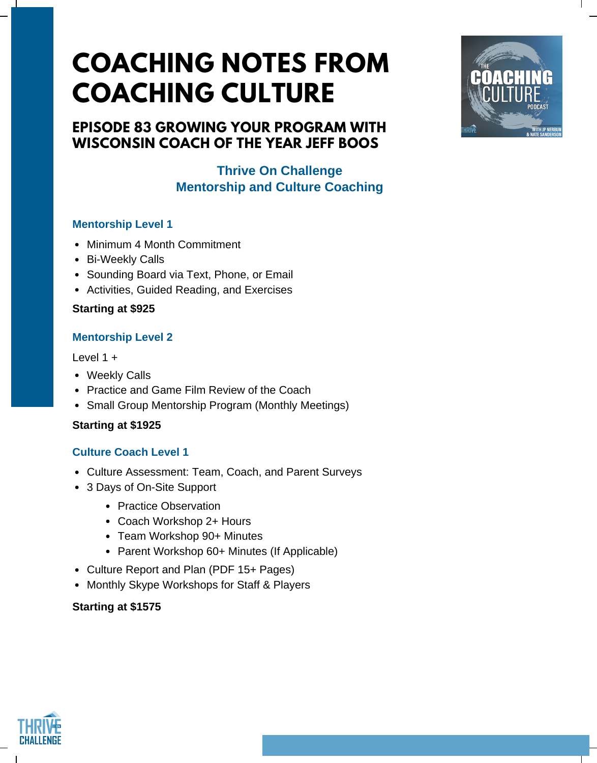# COACHING NOTES FROM COACHING CULTURE

## EPISODE 83 GROWING YOUR PROGRAM WITH WISCONSIN COACH OF THE YEAR JEFF BOOS

**Thrive On Challenge**
**Mentorship and Culture Coaching**

### Mentorship Level 1

- Minimum 4 Month Commitment
- Bi-Weekly Calls
- Sounding Board via Text, Phone, or Email
- Activities, Guided Reading, and Exercises

**Starting at $925**

### Mentorship Level 2

Level 1 +

- Weekly Calls
- Practice and Game Film Review of the Coach
- Small Group Mentorship Program (Monthly Meetings)

**Starting at $1925**

### Culture Coach Level 1

- Culture Assessment: Team, Coach, and Parent Surveys
- 3 Days of On-Site Support
  - Practice Observation
  - Coach Workshop 2+ Hours
  - Team Workshop 90+ Minutes
  - Parent Workshop 60+ Minutes (If Applicable)
- Culture Report and Plan (PDF 15+ Pages)
- Monthly Skype Workshops for Staff & Players

**Starting at $1575**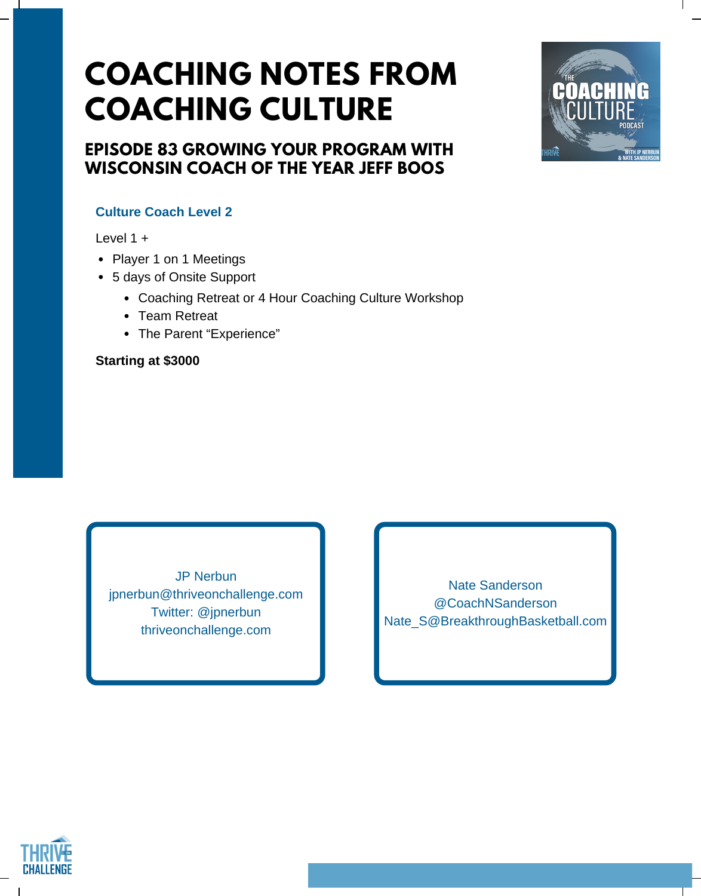# COACHING NOTES FROM COACHING CULTURE

## EPISODE 83 GROWING YOUR PROGRAM WITH WISCONSIN COACH OF THE YEAR JEFF BOOS

### Culture Coach Level 2

Level 1 +

- Player 1 on 1 Meetings
- 5 days of Onsite Support
  - Coaching Retreat or 4 Hour Coaching Culture Workshop
  - Team Retreat
  - The Parent “Experience”

**Starting at $3000**

JP Nerbun
jpnerbun@thriveonchallenge.com
Twitter: @jpnerbun
thriveonchallenge.com

Nate Sanderson
@CoachNSanderson
Nate_S@BreakthroughBasketball.com